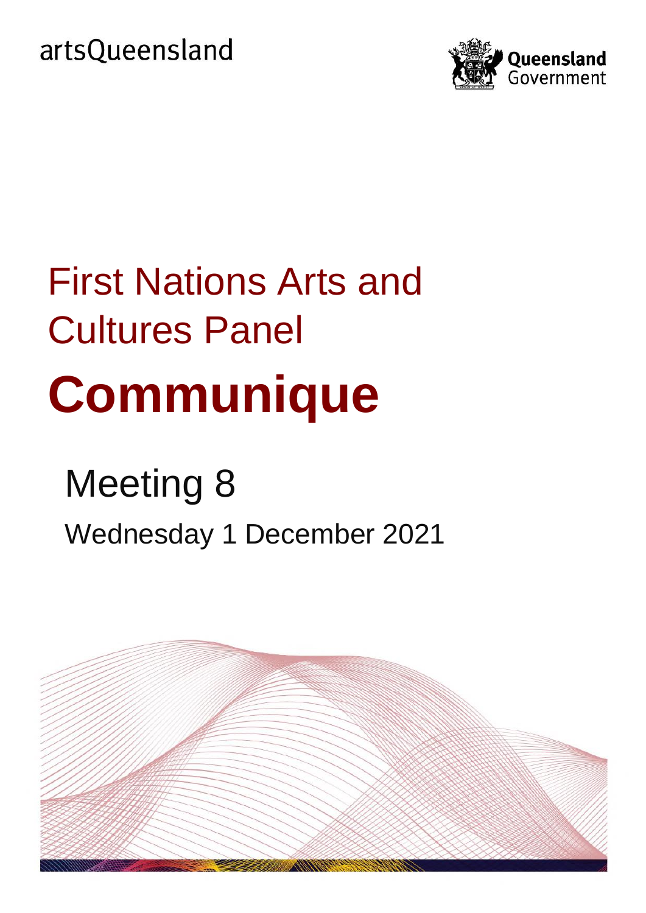artsQueensland

Queensland Government

# First Nations Arts and Cultures Panel

# Communique

## Meeting 8

Wednesday 1 December 2021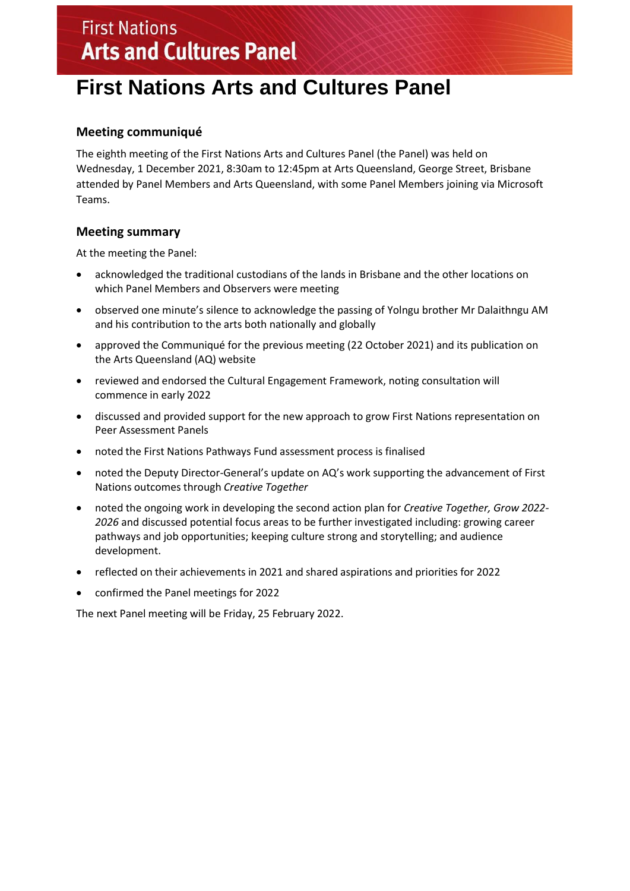# First Nations Arts and Cultures Panel

## Meeting communiqué

The eighth meeting of the First Nations Arts and Cultures Panel (the Panel) was held on Wednesday, 1 December 2021, 8:30am to 12:45pm at Arts Queensland, George Street, Brisbane attended by Panel Members and Arts Queensland, with some Panel Members joining via Microsoft Teams.

## Meeting summary

At the meeting the Panel:

- acknowledged the traditional custodians of the lands in Brisbane and the other locations on which Panel Members and Observers were meeting
- observed one minute's silence to acknowledge the passing of Yolngu brother Mr Dalaithngu AM and his contribution to the arts both nationally and globally
- approved the Communiqué for the previous meeting (22 October 2021) and its publication on the Arts Queensland (AQ) website
- reviewed and endorsed the Cultural Engagement Framework, noting consultation will commence in early 2022
- discussed and provided support for the new approach to grow First Nations representation on Peer Assessment Panels
- noted the First Nations Pathways Fund assessment process is finalised
- noted the Deputy Director-General's update on AQ's work supporting the advancement of First Nations outcomes through *Creative Together*
- noted the ongoing work in developing the second action plan for *Creative Together, Grow 2022-2026* and discussed potential focus areas to be further investigated including: growing career pathways and job opportunities; keeping culture strong and storytelling; and audience development.
- reflected on their achievements in 2021 and shared aspirations and priorities for 2022
- confirmed the Panel meetings for 2022

The next Panel meeting will be Friday, 25 February 2022.